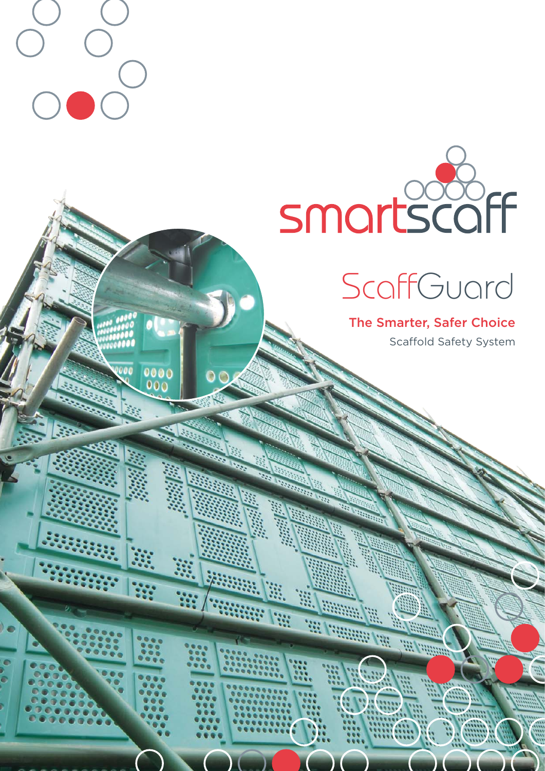smartscaff

# ScaffGuard

**The Smarter, Safer Choice**

Scaffold Safety System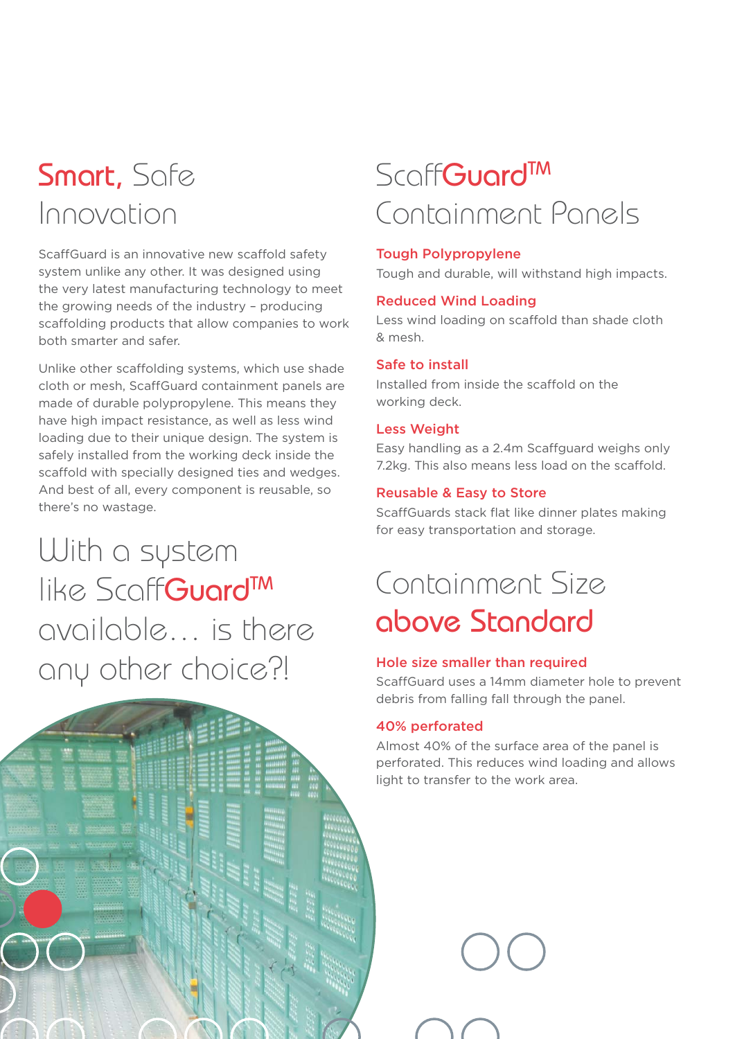## Smart, Safe Innovation

ScaffGuard is an innovative new scaffold safety system unlike any other. It was designed using the very latest manufacturing technology to meet the growing needs of the industry – producing scaffolding products that allow companies to work both smarter and safer.

Unlike other scaffolding systems, which use shade cloth or mesh, ScaffGuard containment panels are made of durable polypropylene. This means they have high impact resistance, as well as less wind loading due to their unique design. The system is safely installed from the working deck inside the scaffold with specially designed ties and wedges. And best of all, every component is reusable, so there's no wastage.

## With a system like ScaffGuard™ available… is there any other choice?!

## ScaffGuard™ Containment Panels

**Tough Polypropylene**
Tough and durable, will withstand high impacts.

**Reduced Wind Loading**
Less wind loading on scaffold than shade cloth & mesh.

**Safe to install**
Installed from inside the scaffold on the working deck.

**Less Weight**
Easy handling as a 2.4m Scaffguard weighs only 7.2kg. This also means less load on the scaffold.

**Reusable & Easy to Store**
ScaffGuards stack flat like dinner plates making for easy transportation and storage.

## Containment Size above Standard

**Hole size smaller than required**
ScaffGuard uses a 14mm diameter hole to prevent debris from falling fall through the panel.

**40% perforated**
Almost 40% of the surface area of the panel is perforated. This reduces wind loading and allows light to transfer to the work area.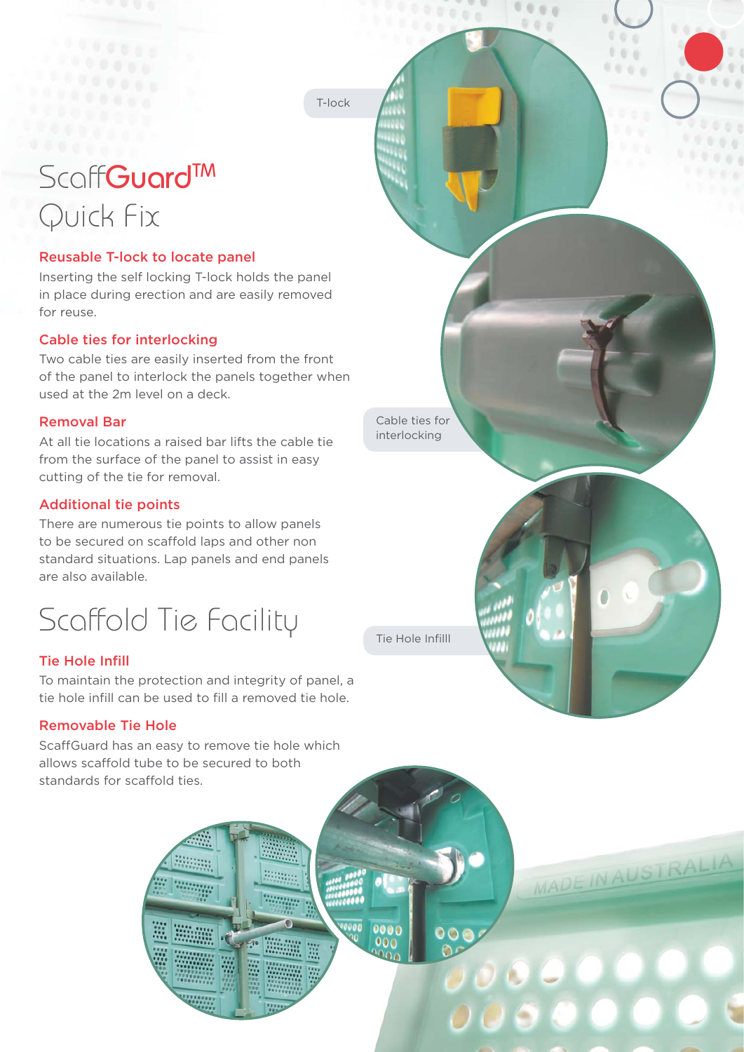# ScaffGuard™ Quick Fix

### Reusable T-lock to locate panel

Inserting the self locking T-lock holds the panel in place during erection and are easily removed for reuse.

### Cable ties for interlocking

Two cable ties are easily inserted from the front of the panel to interlock the panels together when used at the 2m level on a deck.

### Removal Bar

At all tie locations a raised bar lifts the cable tie from the surface of the panel to assist in easy cutting of the tie for removal.

### Additional tie points

There are numerous tie points to allow panels to be secured on scaffold laps and other non standard situations. Lap panels and end panels are also available.

# Scaffold Tie Facility

### Tie Hole Infill

To maintain the protection and integrity of panel, a tie hole infill can be used to fill a removed tie hole.

### Removable Tie Hole

ScaffGuard has an easy to remove tie hole which allows scaffold tube to be secured to both standards for scaffold ties.

T-lock

Cable ties for interlocking

Tie Hole Infilll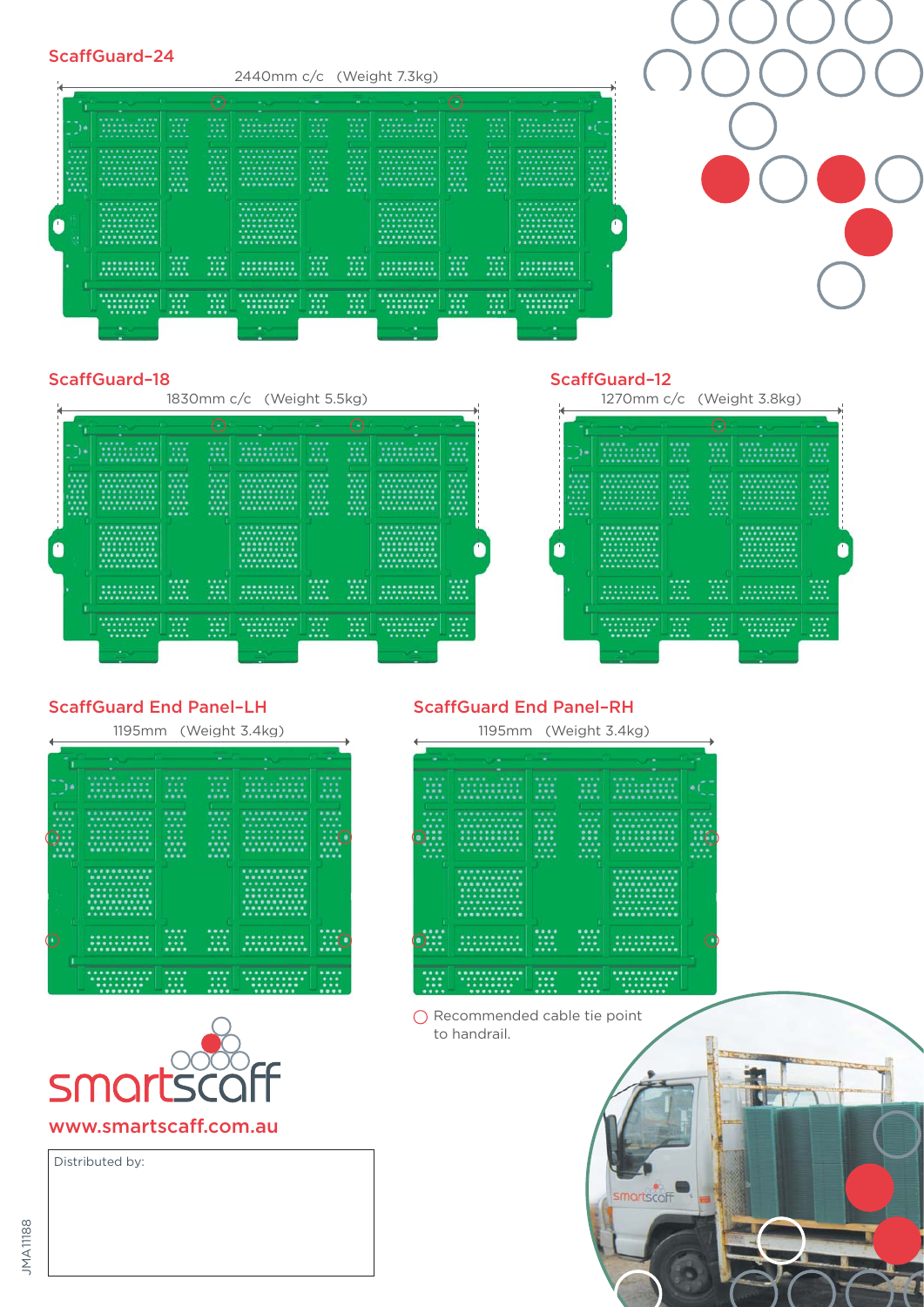## ScaffGuard-24

2440mm c/c (Weight 7.3kg)

## ScaffGuard-18

1830mm c/c (Weight 5.5kg)

## ScaffGuard-12

1270mm c/c (Weight 3.8kg)

## ScaffGuard End Panel-LH

1195mm (Weight 3.4kg)

## ScaffGuard End Panel-RH

1195mm (Weight 3.4kg)

◯ Recommended cable tie point to handrail.

smartscaff

www.smartscaff.com.au

Distributed by:

JMA11188